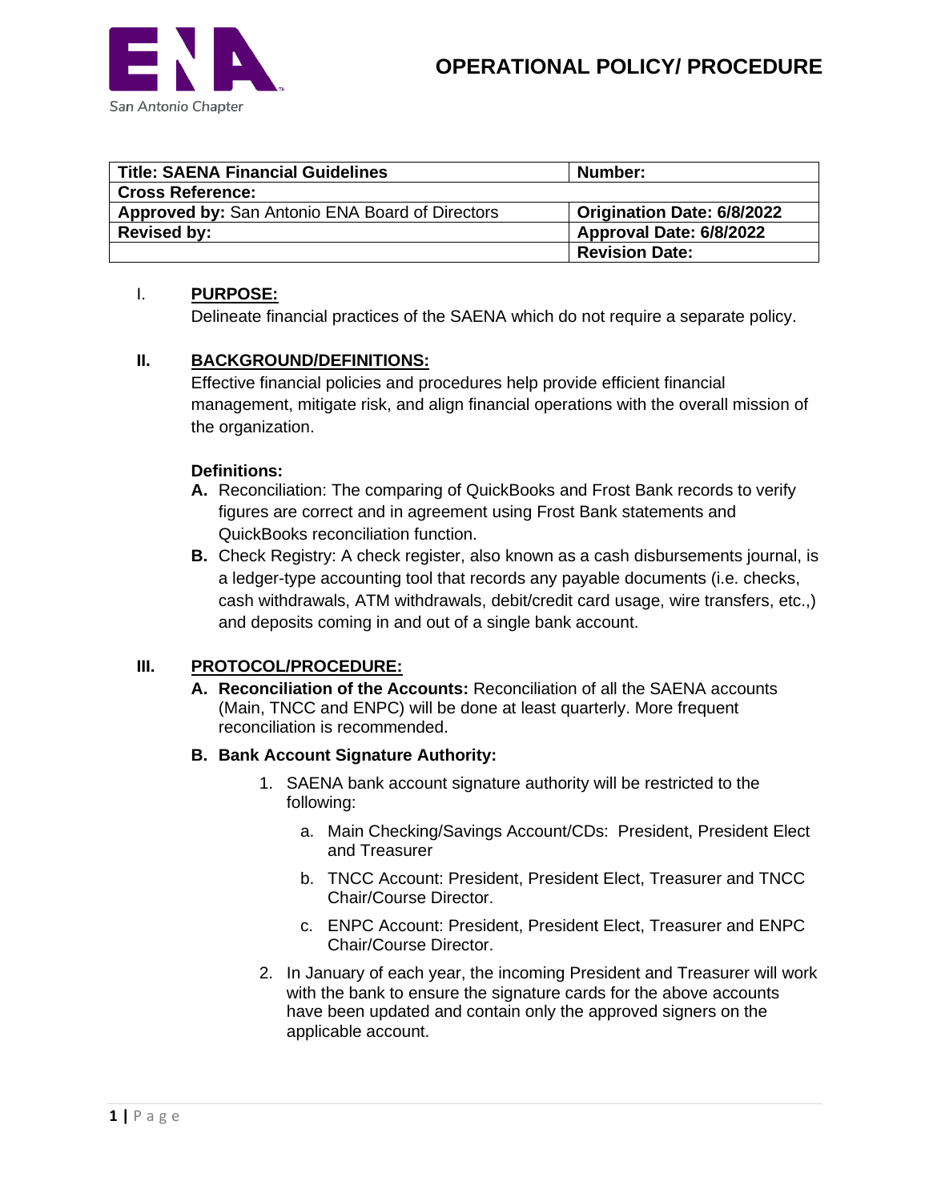San Antonio Chapter

# OPERATIONAL POLICY/ PROCEDURE

| **Title: SAENA Financial Guidelines** | **Number:** |
|---|---|
| **Cross Reference:** | |
| **Approved by:** San Antonio ENA Board of Directors | **Origination Date: 6/8/2022** |
| **Revised by:** | **Approval Date: 6/8/2022** |
| | **Revision Date:** |

## I. PURPOSE:

Delineate financial practices of the SAENA which do not require a separate policy.

## II. BACKGROUND/DEFINITIONS:

Effective financial policies and procedures help provide efficient financial management, mitigate risk, and align financial operations with the overall mission of the organization.

**Definitions:**

**A.** Reconciliation: The comparing of QuickBooks and Frost Bank records to verify figures are correct and in agreement using Frost Bank statements and QuickBooks reconciliation function.

**B.** Check Registry: A check register, also known as a cash disbursements journal, is a ledger-type accounting tool that records any payable documents (i.e. checks, cash withdrawals, ATM withdrawals, debit/credit card usage, wire transfers, etc.,) and deposits coming in and out of a single bank account.

## III. PROTOCOL/PROCEDURE:

**A. Reconciliation of the Accounts:** Reconciliation of all the SAENA accounts (Main, TNCC and ENPC) will be done at least quarterly. More frequent reconciliation is recommended.

**B. Bank Account Signature Authority:**

1. SAENA bank account signature authority will be restricted to the following:
   a. Main Checking/Savings Account/CDs: President, President Elect and Treasurer
   b. TNCC Account: President, President Elect, Treasurer and TNCC Chair/Course Director.
   c. ENPC Account: President, President Elect, Treasurer and ENPC Chair/Course Director.
2. In January of each year, the incoming President and Treasurer will work with the bank to ensure the signature cards for the above accounts have been updated and contain only the approved signers on the applicable account.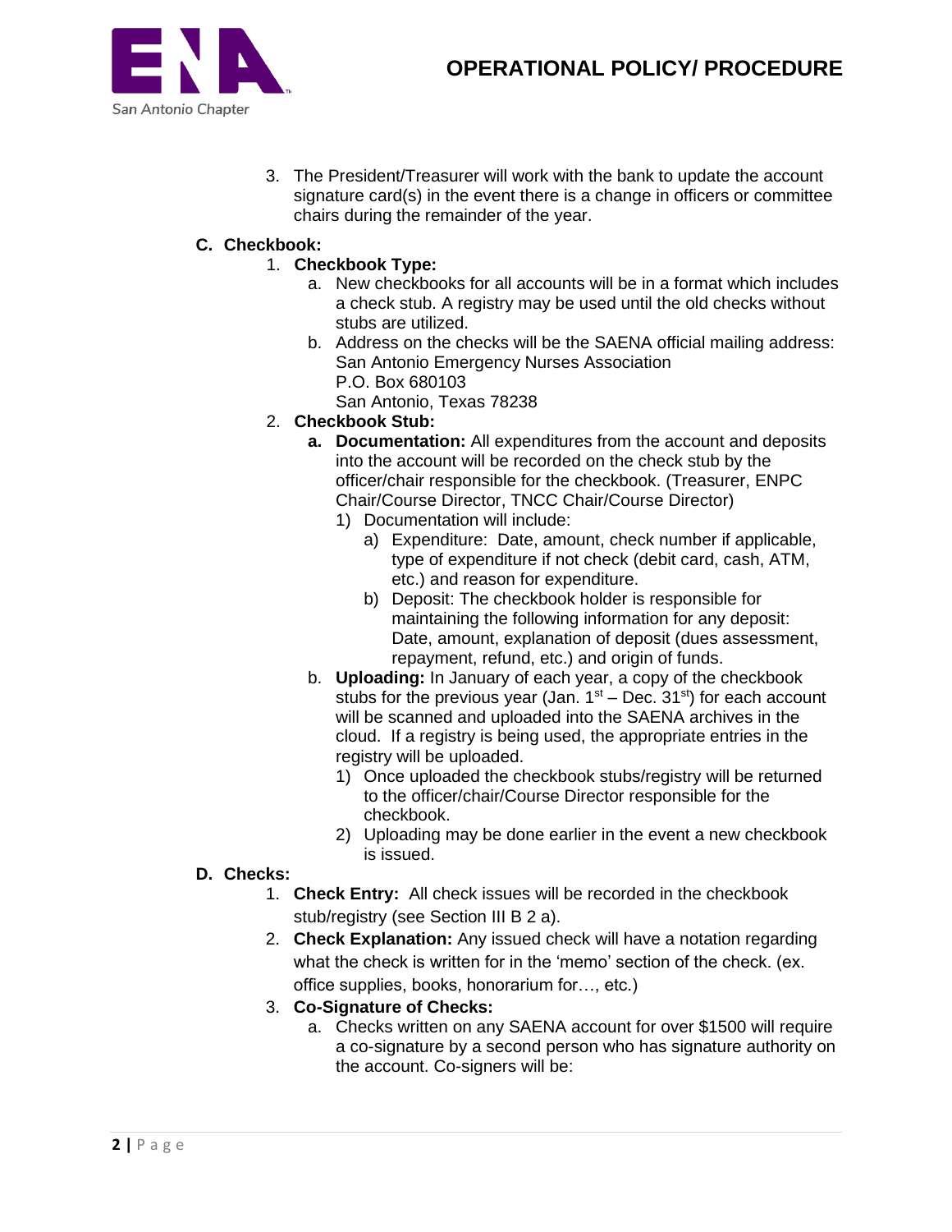3. The President/Treasurer will work with the bank to update the account signature card(s) in the event there is a change in officers or committee chairs during the remainder of the year.

**C. Checkbook:**

1. **Checkbook Type:**
    a. New checkbooks for all accounts will be in a format which includes a check stub. A registry may be used until the old checks without stubs are utilized.
    b. Address on the checks will be the SAENA official mailing address:
    San Antonio Emergency Nurses Association
    P.O. Box 680103
    San Antonio, Texas 78238
2. **Checkbook Stub:**
    **a. Documentation:** All expenditures from the account and deposits into the account will be recorded on the check stub by the officer/chair responsible for the checkbook. (Treasurer, ENPC Chair/Course Director, TNCC Chair/Course Director)
    1) Documentation will include:
        a) Expenditure: Date, amount, check number if applicable, type of expenditure if not check (debit card, cash, ATM, etc.) and reason for expenditure.
        b) Deposit: The checkbook holder is responsible for maintaining the following information for any deposit: Date, amount, explanation of deposit (dues assessment, repayment, refund, etc.) and origin of funds.

    b. **Uploading:** In January of each year, a copy of the checkbook stubs for the previous year (Jan. 1st – Dec. 31st) for each account will be scanned and uploaded into the SAENA archives in the cloud. If a registry is being used, the appropriate entries in the registry will be uploaded.
    1) Once uploaded the checkbook stubs/registry will be returned to the officer/chair/Course Director responsible for the checkbook.
    2) Uploading may be done earlier in the event a new checkbook is issued.

**D. Checks:**

1. **Check Entry:** All check issues will be recorded in the checkbook stub/registry (see Section III B 2 a).
2. **Check Explanation:** Any issued check will have a notation regarding what the check is written for in the 'memo' section of the check. (ex. office supplies, books, honorarium for…, etc.)
3. **Co-Signature of Checks:**
    a. Checks written on any SAENA account for over $1500 will require a co-signature by a second person who has signature authority on the account. Co-signers will be: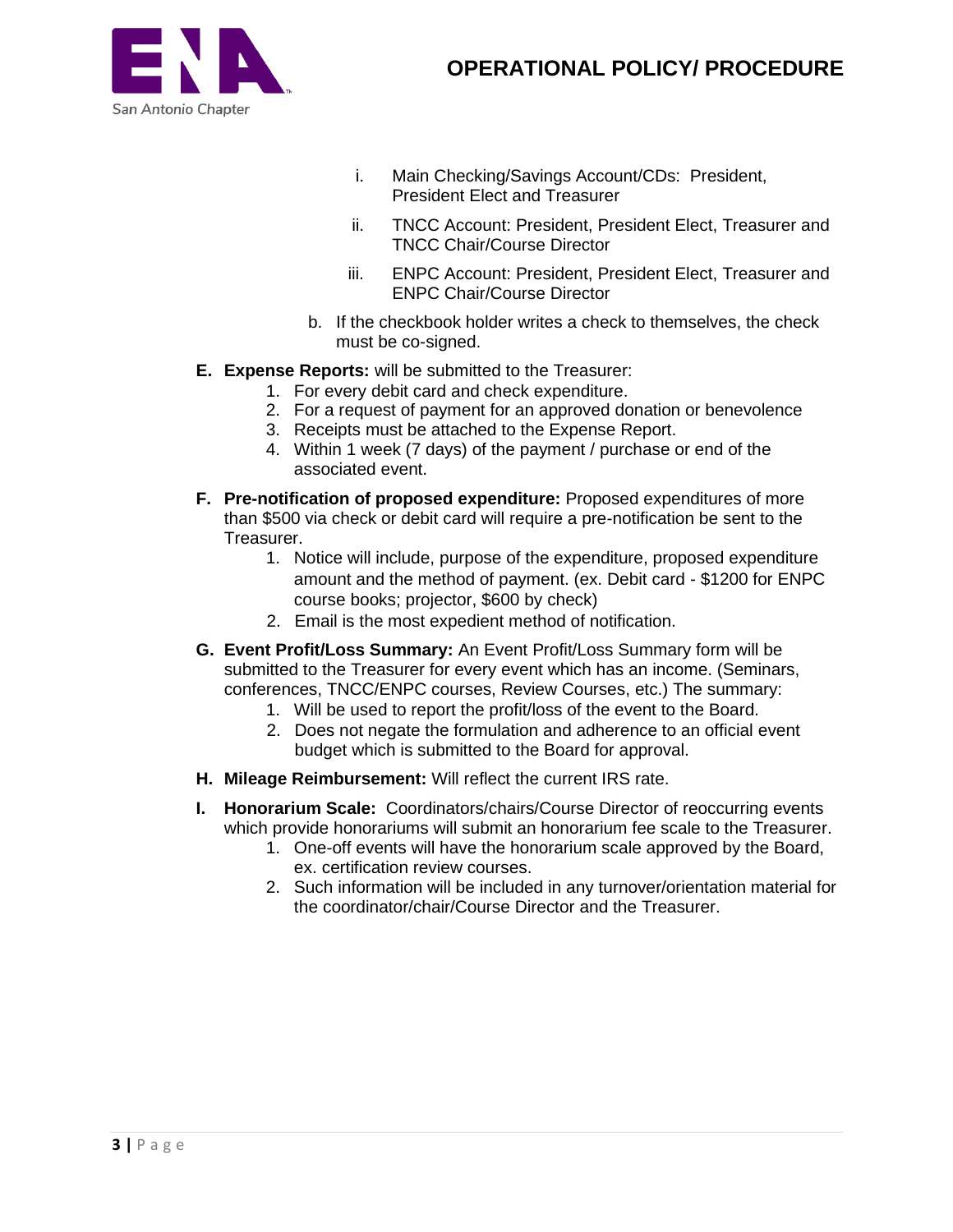i. Main Checking/Savings Account/CDs: President, President Elect and Treasurer

ii. TNCC Account: President, President Elect, Treasurer and TNCC Chair/Course Director

iii. ENPC Account: President, President Elect, Treasurer and ENPC Chair/Course Director

b. If the checkbook holder writes a check to themselves, the check must be co-signed.

**E. Expense Reports:** will be submitted to the Treasurer:

1. For every debit card and check expenditure.
2. For a request of payment for an approved donation or benevolence
3. Receipts must be attached to the Expense Report.
4. Within 1 week (7 days) of the payment / purchase or end of the associated event.

**F. Pre-notification of proposed expenditure:** Proposed expenditures of more than $500 via check or debit card will require a pre-notification be sent to the Treasurer.

1. Notice will include, purpose of the expenditure, proposed expenditure amount and the method of payment. (ex. Debit card - $1200 for ENPC course books; projector, $600 by check)
2. Email is the most expedient method of notification.

**G. Event Profit/Loss Summary:** An Event Profit/Loss Summary form will be submitted to the Treasurer for every event which has an income. (Seminars, conferences, TNCC/ENPC courses, Review Courses, etc.) The summary:

1. Will be used to report the profit/loss of the event to the Board.
2. Does not negate the formulation and adherence to an official event budget which is submitted to the Board for approval.

**H. Mileage Reimbursement:** Will reflect the current IRS rate.

**I. Honorarium Scale:** Coordinators/chairs/Course Director of reoccurring events which provide honorariums will submit an honorarium fee scale to the Treasurer.

1. One-off events will have the honorarium scale approved by the Board, ex. certification review courses.
2. Such information will be included in any turnover/orientation material for the coordinator/chair/Course Director and the Treasurer.